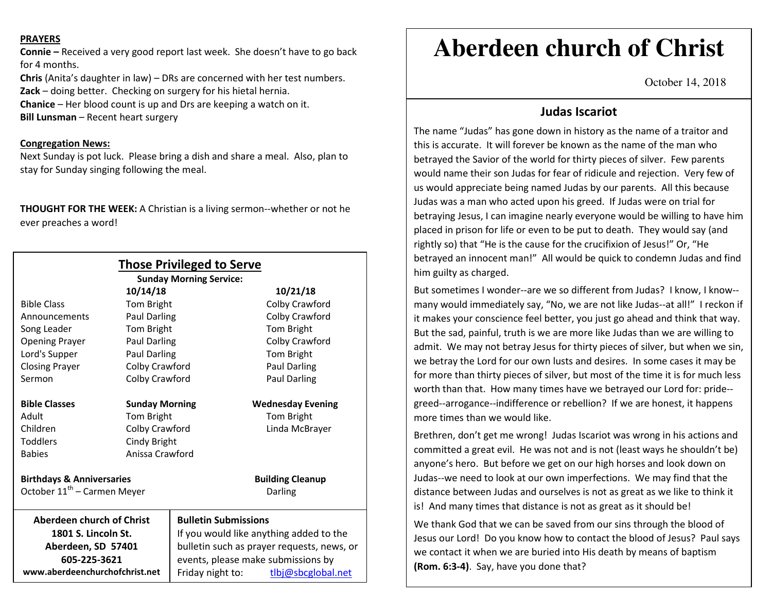# Aberdeen church of Christ

October 14, 2018

## Judas Iscariot

The name "Judas" has gone down in history as the name of a traitor and this is accurate. It will forever be known as the name of the man who betrayed the Savior of the world for thirty pieces of silver. Few parents would name their son Judas for fear of ridicule and rejection. Very few of us would appreciate being named Judas by our parents. All this because Judas was a man who acted upon his greed. If Judas were on trial for betraying Jesus, I can imagine nearly everyone would be willing to have him placed in prison for life or even to be put to death. They would say (and rightly so) that "He is the cause for the crucifixion of Jesus!" Or, "He betrayed an innocent man!" All would be quick to condemn Judas and find him guilty as charged.

But sometimes I wonder--are we so different from Judas? I know, I know--many would immediately say, "No, we are not like Judas--at all!" I reckon if it makes your conscience feel better, you just go ahead and think that way. But the sad, painful, truth is we are more like Judas than we are willing to admit. We may not betray Jesus for thirty pieces of silver, but when we sin, we betray the Lord for our own lusts and desires. In some cases it may be for more than thirty pieces of silver, but most of the time it is for much less worth than that. How many times have we betrayed our Lord for: pride--greed--arrogance--indifference or rebellion? If we are honest, it happens more times than we would like.

Brethren, don't get me wrong! Judas Iscariot was wrong in his actions and committed a great evil. He was not and is not (least ways he shouldn't be) anyone's hero. But before we get on our high horses and look down on Judas--we need to look at our own imperfections. We may find that the distance between Judas and ourselves is not as great as we like to think it is! And many times that distance is not as great as it should be!

We thank God that we can be saved from our sins through the blood of Jesus our Lord! Do you know how to contact the blood of Jesus? Paul says we contact it when we are buried into His death by means of baptism **(Rom. 6:3-4)**. Say, have you done that?

**PRAYERS**

**Connie –** Received a very good report last week. She doesn't have to go back for 4 months.
**Chris** (Anita's daughter in law) – DRs are concerned with her test numbers.
**Zack** – doing better. Checking on surgery for his hietal hernia.
**Chanice** – Her blood count is up and Drs are keeping a watch on it.
**Bill Lunsman** – Recent heart surgery

**Congregation News:**

Next Sunday is pot luck. Please bring a dish and share a meal. Also, plan to stay for Sunday singing following the meal.

**THOUGHT FOR THE WEEK:** A Christian is a living sermon--whether or not he ever preaches a word!

## Those Privileged to Serve

**Sunday Morning Service:**

| | **10/14/18** | **10/21/18** |
|---|---|---|
| Bible Class | Tom Bright | Colby Crawford |
| Announcements | Paul Darling | Colby Crawford |
| Song Leader | Tom Bright | Tom Bright |
| Opening Prayer | Paul Darling | Colby Crawford |
| Lord's Supper | Paul Darling | Tom Bright |
| Closing Prayer | Colby Crawford | Paul Darling |
| Sermon | Colby Crawford | Paul Darling |

| **Bible Classes** | **Sunday Morning** | **Wednesday Evening** |
|---|---|---|
| Adult | Tom Bright | Tom Bright |
| Children | Colby Crawford | Linda McBrayer |
| Toddlers | Cindy Bright | |
| Babies | Anissa Crawford | |

**Birthdays & Anniversaries**
October 11th – Carmen Meyer

**Building Cleanup**
Darling

**Aberdeen church of Christ**
**1801 S. Lincoln St.**
**Aberdeen, SD 57401**
**605-225-3621**
**www.aberdeenchurchofchrist.net**

**Bulletin Submissions**
If you would like anything added to the bulletin such as prayer requests, news, or events, please make submissions by Friday night to: tlbj@sbcglobal.net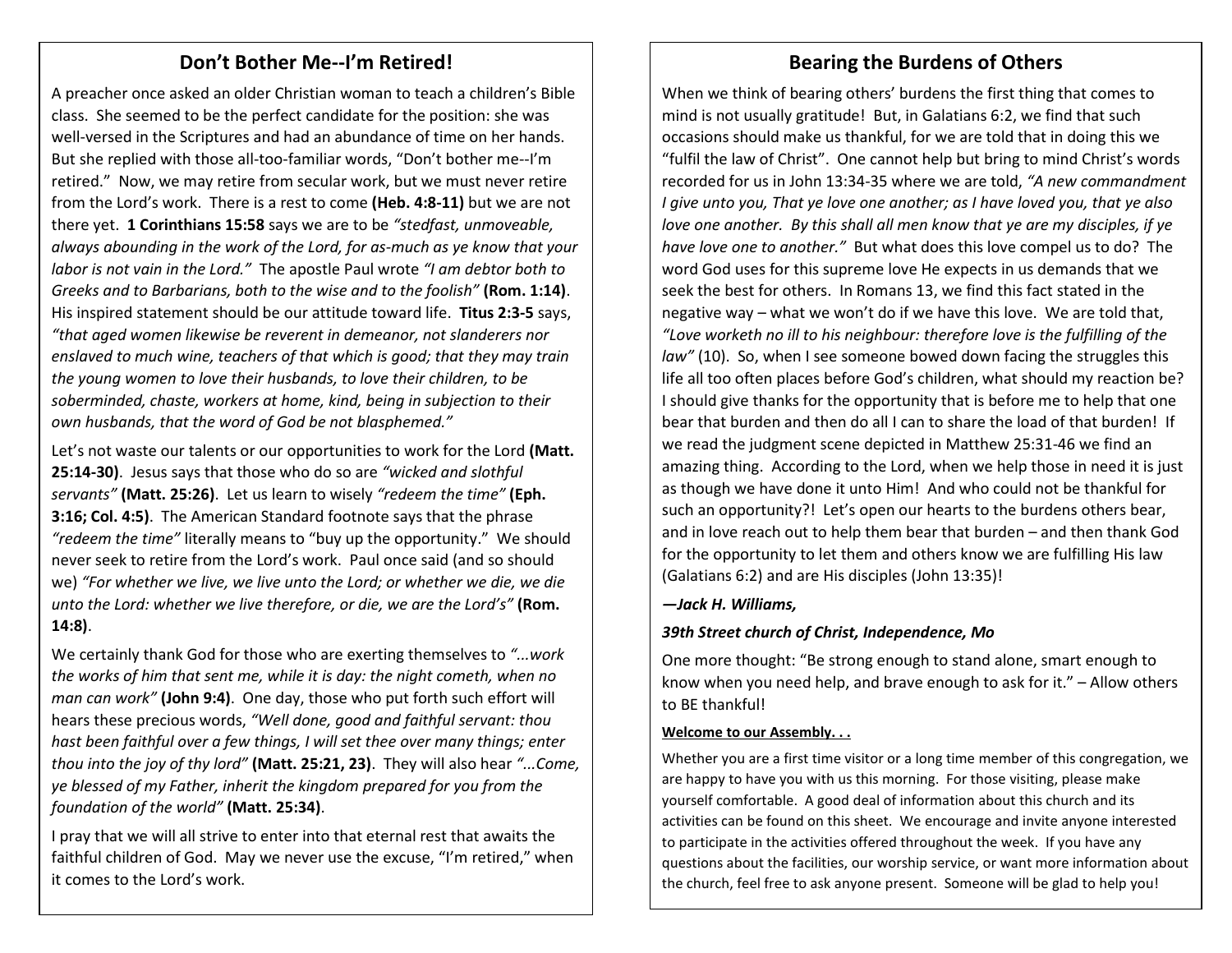## Don't Bother Me--I'm Retired!

A preacher once asked an older Christian woman to teach a children's Bible class. She seemed to be the perfect candidate for the position: she was well-versed in the Scriptures and had an abundance of time on her hands. But she replied with those all-too-familiar words, "Don't bother me--I'm retired." Now, we may retire from secular work, but we must never retire from the Lord's work. There is a rest to come **(Heb. 4:8-11)** but we are not there yet. **1 Corinthians 15:58** says we are to be *"stedfast, unmoveable, always abounding in the work of the Lord, for as-much as ye know that your labor is not vain in the Lord."* The apostle Paul wrote *"I am debtor both to Greeks and to Barbarians, both to the wise and to the foolish"* **(Rom. 1:14)**. His inspired statement should be our attitude toward life. **Titus 2:3-5** says, *"that aged women likewise be reverent in demeanor, not slanderers nor enslaved to much wine, teachers of that which is good; that they may train the young women to love their husbands, to love their children, to be soberminded, chaste, workers at home, kind, being in subjection to their own husbands, that the word of God be not blasphemed."*

Let's not waste our talents or our opportunities to work for the Lord **(Matt. 25:14-30)**. Jesus says that those who do so are *"wicked and slothful servants"* **(Matt. 25:26)**. Let us learn to wisely *"redeem the time"* **(Eph. 3:16; Col. 4:5)**. The American Standard footnote says that the phrase *"redeem the time"* literally means to "buy up the opportunity." We should never seek to retire from the Lord's work. Paul once said (and so should we) *"For whether we live, we live unto the Lord; or whether we die, we die unto the Lord: whether we live therefore, or die, we are the Lord's"* **(Rom. 14:8)**.

We certainly thank God for those who are exerting themselves to *"...work the works of him that sent me, while it is day: the night cometh, when no man can work"* **(John 9:4)**. One day, those who put forth such effort will hears these precious words, *"Well done, good and faithful servant: thou hast been faithful over a few things, I will set thee over many things; enter thou into the joy of thy lord"* **(Matt. 25:21, 23)**. They will also hear *"...Come, ye blessed of my Father, inherit the kingdom prepared for you from the foundation of the world"* **(Matt. 25:34)**.

I pray that we will all strive to enter into that eternal rest that awaits the faithful children of God. May we never use the excuse, "I'm retired," when it comes to the Lord's work.

## Bearing the Burdens of Others

When we think of bearing others' burdens the first thing that comes to mind is not usually gratitude! But, in Galatians 6:2, we find that such occasions should make us thankful, for we are told that in doing this we "fulfil the law of Christ". One cannot help but bring to mind Christ's words recorded for us in John 13:34-35 where we are told, *"A new commandment I give unto you, That ye love one another; as I have loved you, that ye also love one another. By this shall all men know that ye are my disciples, if ye have love one to another."* But what does this love compel us to do? The word God uses for this supreme love He expects in us demands that we seek the best for others. In Romans 13, we find this fact stated in the negative way – what we won't do if we have this love. We are told that, *"Love worketh no ill to his neighbour: therefore love is the fulfilling of the law"* (10). So, when I see someone bowed down facing the struggles this life all too often places before God's children, what should my reaction be? I should give thanks for the opportunity that is before me to help that one bear that burden and then do all I can to share the load of that burden! If we read the judgment scene depicted in Matthew 25:31-46 we find an amazing thing. According to the Lord, when we help those in need it is just as though we have done it unto Him! And who could not be thankful for such an opportunity?! Let's open our hearts to the burdens others bear, and in love reach out to help them bear that burden – and then thank God for the opportunity to let them and others know we are fulfilling His law (Galatians 6:2) and are His disciples (John 13:35)!

***—Jack H. Williams,***

***39th Street church of Christ, Independence, Mo***

One more thought: "Be strong enough to stand alone, smart enough to know when you need help, and brave enough to ask for it." – Allow others to BE thankful!

**Welcome to our Assembly. . .**

Whether you are a first time visitor or a long time member of this congregation, we are happy to have you with us this morning. For those visiting, please make yourself comfortable. A good deal of information about this church and its activities can be found on this sheet. We encourage and invite anyone interested to participate in the activities offered throughout the week. If you have any questions about the facilities, our worship service, or want more information about the church, feel free to ask anyone present. Someone will be glad to help you!